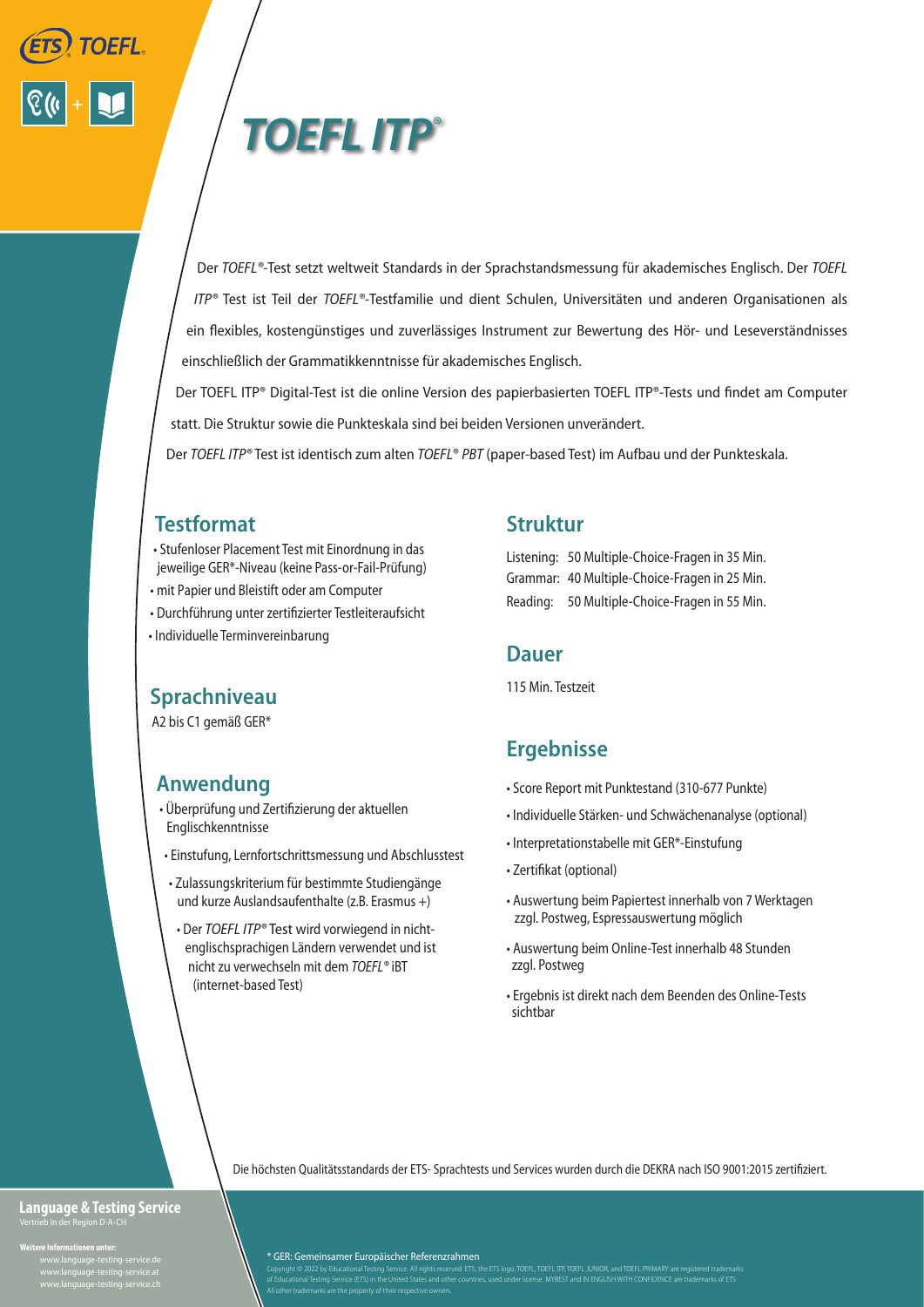# TOEFL ITP®

Der *TOEFL*®-Test setzt weltweit Standards in der Sprachstandsmessung für akademisches Englisch. Der *TOEFL ITP*® Test ist Teil der *TOEFL*®-Testfamilie und dient Schulen, Universitäten und anderen Organisationen als ein flexibles, kostengünstiges und zuverlässiges Instrument zur Bewertung des Hör- und Leseverständnisses einschließlich der Grammatikkenntnisse für akademisches Englisch.

Der TOEFL ITP® Digital-Test ist die online Version des papierbasierten TOEFL ITP®-Tests und findet am Computer statt. Die Struktur sowie die Punkteskala sind bei beiden Versionen unverändert.

Der *TOEFL ITP*® Test ist identisch zum alten *TOEFL® PBT* (paper-based Test) im Aufbau und der Punkteskala.

## Testformat

- Stufenloser Placement Test mit Einordnung in das jeweilige GER*-Niveau (keine Pass-or-Fail-Prüfung)
- mit Papier und Bleistift oder am Computer
- Durchführung unter zertifizierter Testleiteraufsicht
- Individuelle Terminvereinbarung

## Sprachniveau

A2 bis C1 gemäß GER*

## Anwendung

- Überprüfung und Zertifizierung der aktuellen Englischkenntnisse
- Einstufung, Lernfortschrittsmessung und Abschlusstest
- Zulassungskriterium für bestimmte Studiengänge und kurze Auslandsaufenthalte (z.B. Erasmus +)
- Der *TOEFL ITP*® Test wird vorwiegend in nicht-englischsprachigen Ländern verwendet und ist nicht zu verwechseln mit dem *TOEFL*® iBT (internet-based Test)

## Struktur

Listening: 50 Multiple-Choice-Fragen in 35 Min.
Grammar: 40 Multiple-Choice-Fragen in 25 Min.
Reading: 50 Multiple-Choice-Fragen in 55 Min.

## Dauer

115 Min. Testzeit

## Ergebnisse

- Score Report mit Punktestand (310-677 Punkte)
- Individuelle Stärken- und Schwächenanalyse (optional)
- Interpretationstabelle mit GER*-Einstufung
- Zertifikat (optional)
- Auswertung beim Papiertest innerhalb von 7 Werktagen zzgl. Postweg, Espressauswertung möglich
- Auswertung beim Online-Test innerhalb 48 Stunden zzgl. Postweg
- Ergebnis ist direkt nach dem Beenden des Online-Tests sichtbar

Die höchsten Qualitätsstandards der ETS- Sprachtests und Services wurden durch die DEKRA nach ISO 9001:2015 zertifiziert.

**Language & Testing Service**
Vertrieb in der Region D-A-CH

**Weitere Informationen unter:**
www.language-testing-service.de
www.language-testing-service.at
www.language-testing-service.ch

* GER: Gemeinsamer Europäischer Referenzrahmen

Copyright © 2022 by Educational Testing Service. All rights reserved. ETS, the ETS logo, TOEFL, TOEFL ITP, TOEFL JUNIOR, and TOEFL PRIMARY are registered trademarks of Educational Testing Service (ETS) in the United States and other countries, used under license. MYBEST and IN ENGLISH WITH CONFIDENCE are trademarks of ETS. All other trademarks are the property of their respective owners.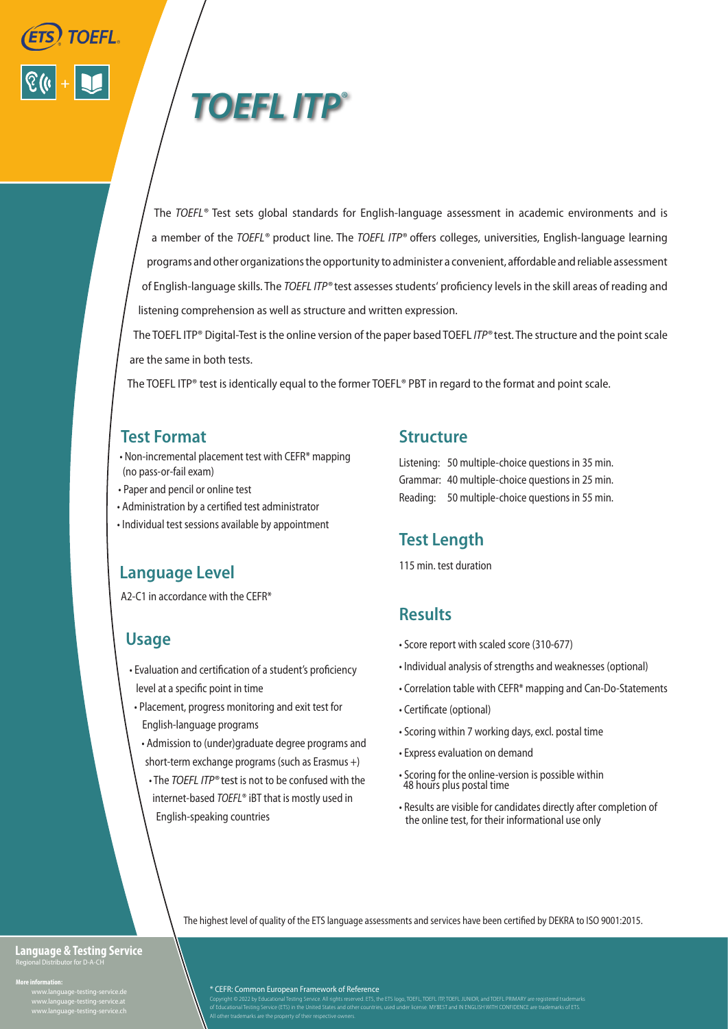# TOEFL ITP®

The *TOEFL®* Test sets global standards for English-language assessment in academic environments and is a member of the *TOEFL®* product line. The *TOEFL ITP®* offers colleges, universities, English-language learning programs and other organizations the opportunity to administer a convenient, affordable and reliable assessment of English-language skills. The *TOEFL ITP®* test assesses students' proficiency levels in the skill areas of reading and listening comprehension as well as structure and written expression.

The TOEFL ITP® Digital-Test is the online version of the paper based TOEFL *ITP®* test. The structure and the point scale are the same in both tests.

The TOEFL ITP® test is identically equal to the former TOEFL® PBT in regard to the format and point scale.

## Test Format

- Non-incremental placement test with CEFR* mapping (no pass-or-fail exam)
- Paper and pencil or online test
- Administration by a certified test administrator
- Individual test sessions available by appointment

## Language Level

A2-C1 in accordance with the CEFR*

## Usage

- Evaluation and certification of a student's proficiency level at a specific point in time
- Placement, progress monitoring and exit test for English-language programs
- Admission to (under)graduate degree programs and short-term exchange programs (such as Erasmus +)
- The *TOEFL ITP®* test is not to be confused with the internet-based *TOEFL®* iBT that is mostly used in English-speaking countries

## Structure

Listening: 50 multiple-choice questions in 35 min.
Grammar: 40 multiple-choice questions in 25 min.
Reading: 50 multiple-choice questions in 55 min.

## Test Length

115 min. test duration

## Results

- Score report with scaled score (310-677)
- Individual analysis of strengths and weaknesses (optional)
- Correlation table with CEFR* mapping and Can-Do-Statements
- Certificate (optional)
- Scoring within 7 working days, excl. postal time
- Express evaluation on demand
- Scoring for the online-version is possible within 48 hours plus postal time
- Results are visible for candidates directly after completion of the online test, for their informational use only

The highest level of quality of the ETS language assessments and services have been certified by DEKRA to ISO 9001:2015.

**Language & Testing Service**
Regional Distributor for D-A-CH

**More information:**
www.language-testing-service.de
www.language-testing-service.at
www.language-testing-service.ch

* CEFR: Common European Framework of Reference

Copyright © 2022 by Educational Testing Service. All rights reserved. ETS, the ETS logo, TOEFL, TOEFL ITP, TOEFL JUNIOR, and TOEFL PRIMARY are registered trademarks of Educational Testing Service (ETS) in the United States and other countries, used under license. MYBEST and IN ENGLISH WITH CONFIDENCE are trademarks of ETS. All other trademarks are the property of their respective owners.